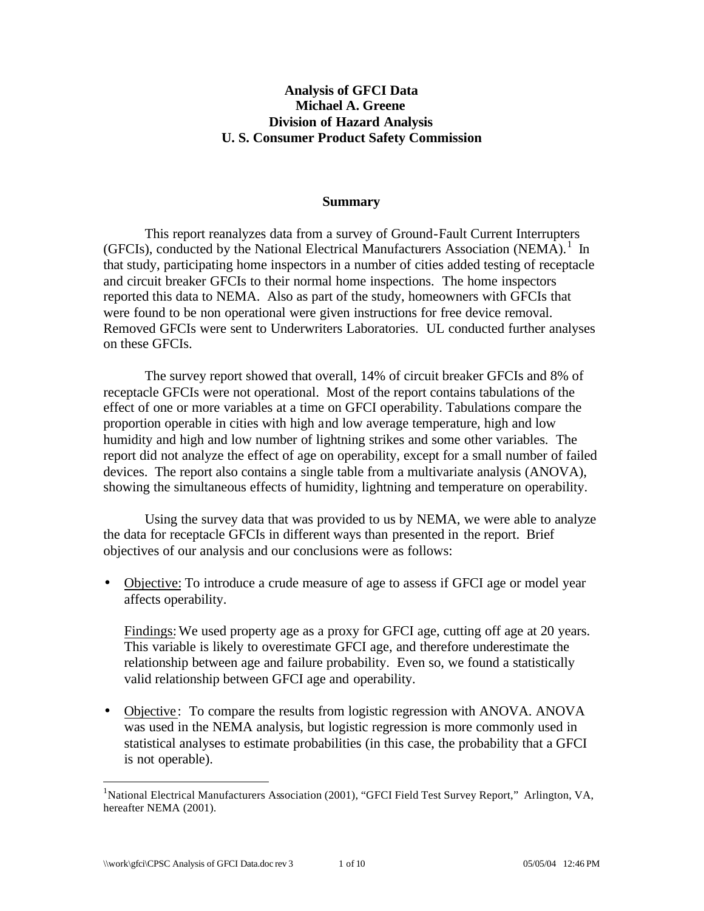**Analysis of GFCI Data**
**Michael A. Greene**
**Division of Hazard Analysis**
**U. S. Consumer Product Safety Commission**

## Summary

This report reanalyzes data from a survey of Ground-Fault Current Interrupters (GFCIs), conducted by the National Electrical Manufacturers Association (NEMA).[1] In that study, participating home inspectors in a number of cities added testing of receptacle and circuit breaker GFCIs to their normal home inspections. The home inspectors reported this data to NEMA. Also as part of the study, homeowners with GFCIs that were found to be non operational were given instructions for free device removal. Removed GFCIs were sent to Underwriters Laboratories. UL conducted further analyses on these GFCIs.

The survey report showed that overall, 14% of circuit breaker GFCIs and 8% of receptacle GFCIs were not operational. Most of the report contains tabulations of the effect of one or more variables at a time on GFCI operability. Tabulations compare the proportion operable in cities with high and low average temperature, high and low humidity and high and low number of lightning strikes and some other variables. The report did not analyze the effect of age on operability, except for a small number of failed devices. The report also contains a single table from a multivariate analysis (ANOVA), showing the simultaneous effects of humidity, lightning and temperature on operability.

Using the survey data that was provided to us by NEMA, we were able to analyze the data for receptacle GFCIs in different ways than presented in the report. Brief objectives of our analysis and our conclusions were as follows:

- Objective: To introduce a crude measure of age to assess if GFCI age or model year affects operability.

  Findings: We used property age as a proxy for GFCI age, cutting off age at 20 years. This variable is likely to overestimate GFCI age, and therefore underestimate the relationship between age and failure probability. Even so, we found a statistically valid relationship between GFCI age and operability.

- Objective: To compare the results from logistic regression with ANOVA. ANOVA was used in the NEMA analysis, but logistic regression is more commonly used in statistical analyses to estimate probabilities (in this case, the probability that a GFCI is not operable).

---

[1] National Electrical Manufacturers Association (2001), "GFCI Field Test Survey Report," Arlington, VA, hereafter NEMA (2001).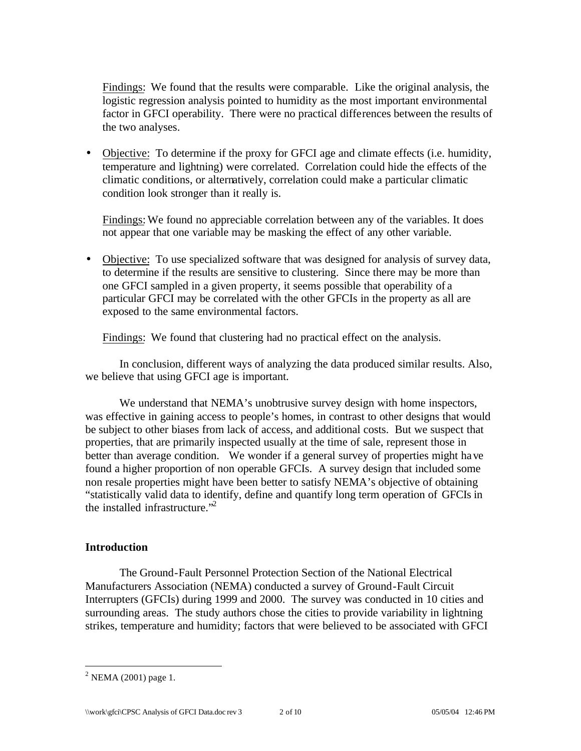Findings: We found that the results were comparable. Like the original analysis, the logistic regression analysis pointed to humidity as the most important environmental factor in GFCI operability. There were no practical differences between the results of the two analyses.

- Objective: To determine if the proxy for GFCI age and climate effects (i.e. humidity, temperature and lightning) were correlated. Correlation could hide the effects of the climatic conditions, or alternatively, correlation could make a particular climatic condition look stronger than it really is.

  Findings: We found no appreciable correlation between any of the variables. It does not appear that one variable may be masking the effect of any other variable.

- Objective: To use specialized software that was designed for analysis of survey data, to determine if the results are sensitive to clustering. Since there may be more than one GFCI sampled in a given property, it seems possible that operability of a particular GFCI may be correlated with the other GFCIs in the property as all are exposed to the same environmental factors.

  Findings: We found that clustering had no practical effect on the analysis.

In conclusion, different ways of analyzing the data produced similar results. Also, we believe that using GFCI age is important.

We understand that NEMA's unobtrusive survey design with home inspectors, was effective in gaining access to people's homes, in contrast to other designs that would be subject to other biases from lack of access, and additional costs. But we suspect that properties, that are primarily inspected usually at the time of sale, represent those in better than average condition. We wonder if a general survey of properties might have found a higher proportion of non operable GFCIs. A survey design that included some non resale properties might have been better to satisfy NEMA's objective of obtaining "statistically valid data to identify, define and quantify long term operation of GFCIs in the installed infrastructure."[2]

## Introduction

The Ground-Fault Personnel Protection Section of the National Electrical Manufacturers Association (NEMA) conducted a survey of Ground-Fault Circuit Interrupters (GFCIs) during 1999 and 2000. The survey was conducted in 10 cities and surrounding areas. The study authors chose the cities to provide variability in lightning strikes, temperature and humidity; factors that were believed to be associated with GFCI

[2] NEMA (2001) page 1.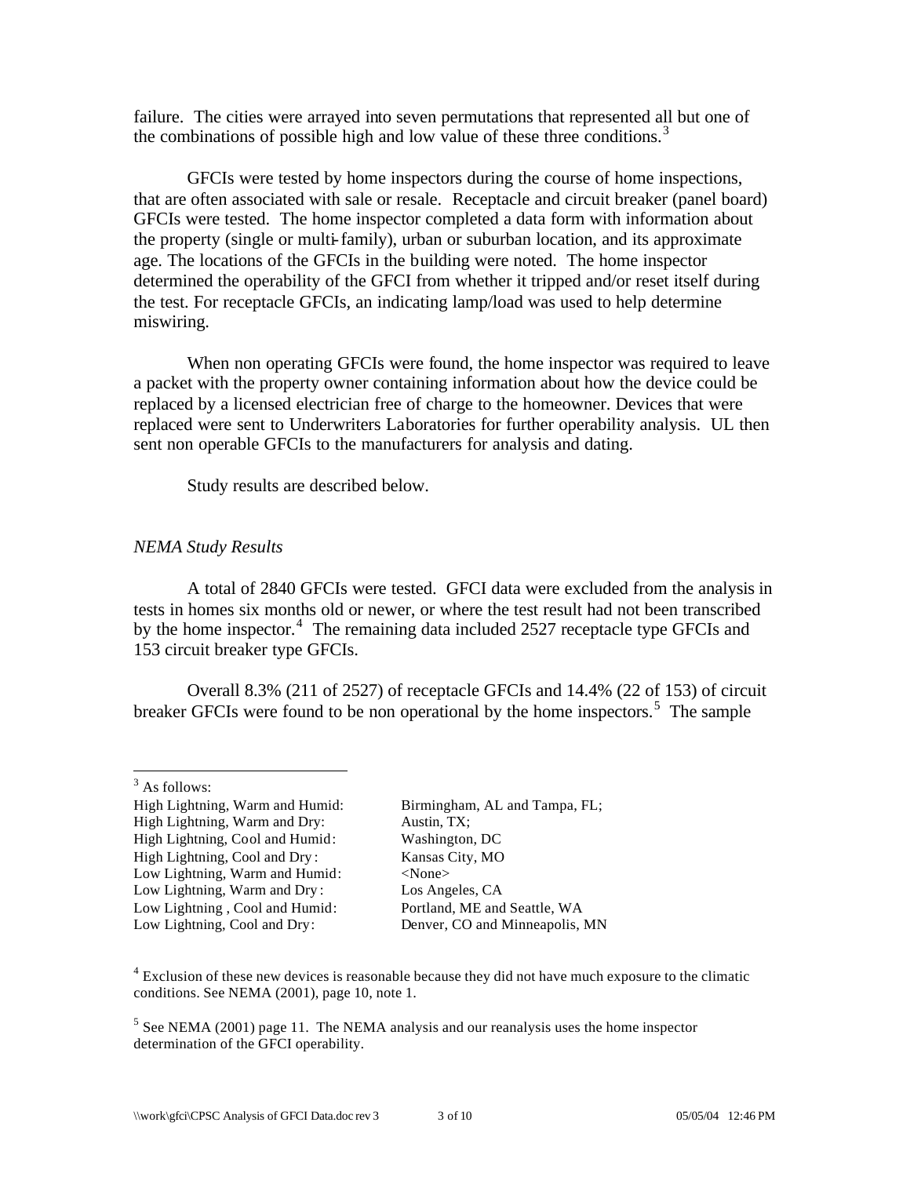failure. The cities were arrayed into seven permutations that represented all but one of the combinations of possible high and low value of these three conditions.[3]

GFCIs were tested by home inspectors during the course of home inspections, that are often associated with sale or resale. Receptacle and circuit breaker (panel board) GFCIs were tested. The home inspector completed a data form with information about the property (single or multi-family), urban or suburban location, and its approximate age. The locations of the GFCIs in the building were noted. The home inspector determined the operability of the GFCI from whether it tripped and/or reset itself during the test. For receptacle GFCIs, an indicating lamp/load was used to help determine miswiring.

When non operating GFCIs were found, the home inspector was required to leave a packet with the property owner containing information about how the device could be replaced by a licensed electrician free of charge to the homeowner. Devices that were replaced were sent to Underwriters Laboratories for further operability analysis. UL then sent non operable GFCIs to the manufacturers for analysis and dating.

Study results are described below.

*NEMA Study Results*

A total of 2840 GFCIs were tested. GFCI data were excluded from the analysis in tests in homes six months old or newer, or where the test result had not been transcribed by the home inspector.[4] The remaining data included 2527 receptacle type GFCIs and 153 circuit breaker type GFCIs.

Overall 8.3% (211 of 2527) of receptacle GFCIs and 14.4% (22 of 153) of circuit breaker GFCIs were found to be non operational by the home inspectors.[5] The sample

---

[3] As follows:

| | |
|---|---|
| High Lightning, Warm and Humid: | Birmingham, AL and Tampa, FL; |
| High Lightning, Warm and Dry: | Austin, TX; |
| High Lightning, Cool and Humid: | Washington, DC |
| High Lightning, Cool and Dry: | Kansas City, MO |
| Low Lightning, Warm and Humid: | <None> |
| Low Lightning, Warm and Dry: | Los Angeles, CA |
| Low Lightning , Cool and Humid: | Portland, ME and Seattle, WA |
| Low Lightning, Cool and Dry: | Denver, CO and Minneapolis, MN |

[4] Exclusion of these new devices is reasonable because they did not have much exposure to the climatic conditions. See NEMA (2001), page 10, note 1.

[5] See NEMA (2001) page 11. The NEMA analysis and our reanalysis uses the home inspector determination of the GFCI operability.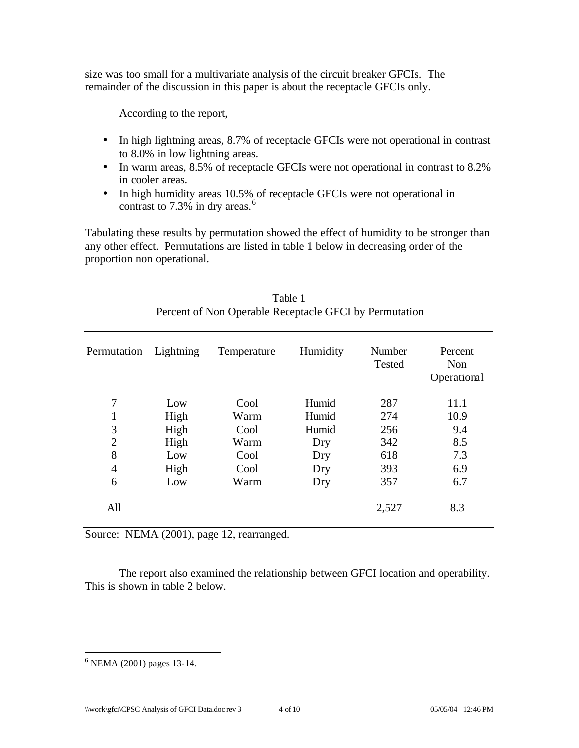size was too small for a multivariate analysis of the circuit breaker GFCIs. The remainder of the discussion in this paper is about the receptacle GFCIs only.

According to the report,

- In high lightning areas, 8.7% of receptacle GFCIs were not operational in contrast to 8.0% in low lightning areas.
- In warm areas, 8.5% of receptacle GFCIs were not operational in contrast to 8.2% in cooler areas.
- In high humidity areas 10.5% of receptacle GFCIs were not operational in contrast to 7.3% in dry areas.[6]

Tabulating these results by permutation showed the effect of humidity to be stronger than any other effect. Permutations are listed in table 1 below in decreasing order of the proportion non operational.

Table 1
Percent of Non Operable Receptacle GFCI by Permutation

| Permutation | Lightning | Temperature | Humidity | Number Tested | Percent Non Operational |
|---|---|---|---|---|---|
| 7 | Low | Cool | Humid | 287 | 11.1 |
| 1 | High | Warm | Humid | 274 | 10.9 |
| 3 | High | Cool | Humid | 256 | 9.4 |
| 2 | High | Warm | Dry | 342 | 8.5 |
| 8 | Low | Cool | Dry | 618 | 7.3 |
| 4 | High | Cool | Dry | 393 | 6.9 |
| 6 | Low | Warm | Dry | 357 | 6.7 |
| All | | | | 2,527 | 8.3 |

Source: NEMA (2001), page 12, rearranged.

The report also examined the relationship between GFCI location and operability. This is shown in table 2 below.

[6] NEMA (2001) pages 13-14.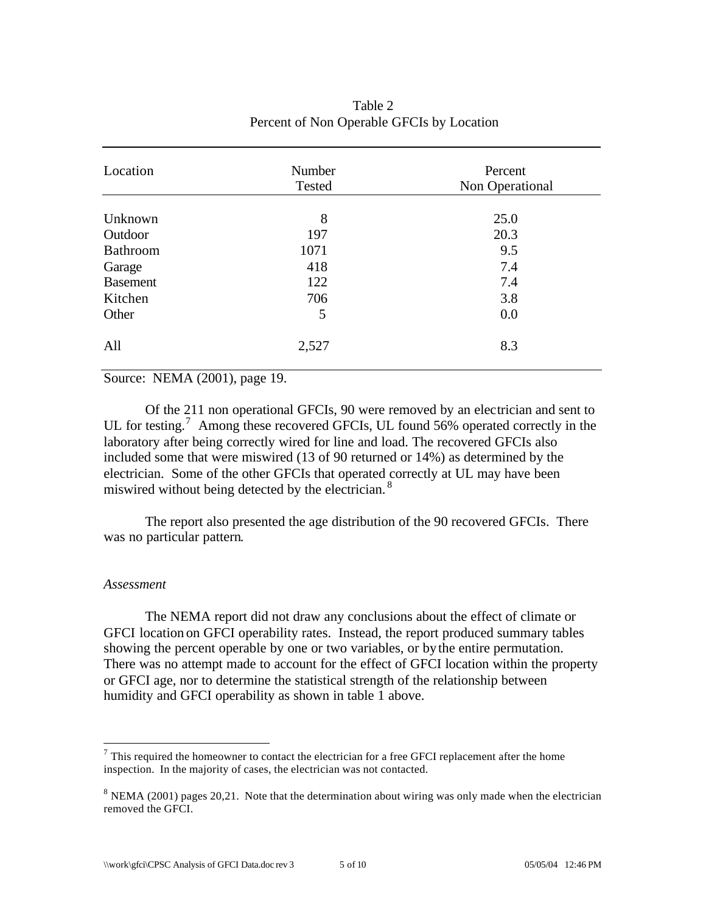Table 2
Percent of Non Operable GFCIs by Location

| Location | Number Tested | Percent Non Operational |
|---|---|---|
| Unknown | 8 | 25.0 |
| Outdoor | 197 | 20.3 |
| Bathroom | 1071 | 9.5 |
| Garage | 418 | 7.4 |
| Basement | 122 | 7.4 |
| Kitchen | 706 | 3.8 |
| Other | 5 | 0.0 |
| All | 2,527 | 8.3 |

Source: NEMA (2001), page 19.

Of the 211 non operational GFCIs, 90 were removed by an electrician and sent to UL for testing.[7] Among these recovered GFCIs, UL found 56% operated correctly in the laboratory after being correctly wired for line and load. The recovered GFCIs also included some that were miswired (13 of 90 returned or 14%) as determined by the electrician. Some of the other GFCIs that operated correctly at UL may have been miswired without being detected by the electrician.[8]

The report also presented the age distribution of the 90 recovered GFCIs. There was no particular pattern.

*Assessment*

The NEMA report did not draw any conclusions about the effect of climate or GFCI location on GFCI operability rates. Instead, the report produced summary tables showing the percent operable by one or two variables, or by the entire permutation. There was no attempt made to account for the effect of GFCI location within the property or GFCI age, nor to determine the statistical strength of the relationship between humidity and GFCI operability as shown in table 1 above.

---

[7] This required the homeowner to contact the electrician for a free GFCI replacement after the home inspection. In the majority of cases, the electrician was not contacted.

[8] NEMA (2001) pages 20,21. Note that the determination about wiring was only made when the electrician removed the GFCI.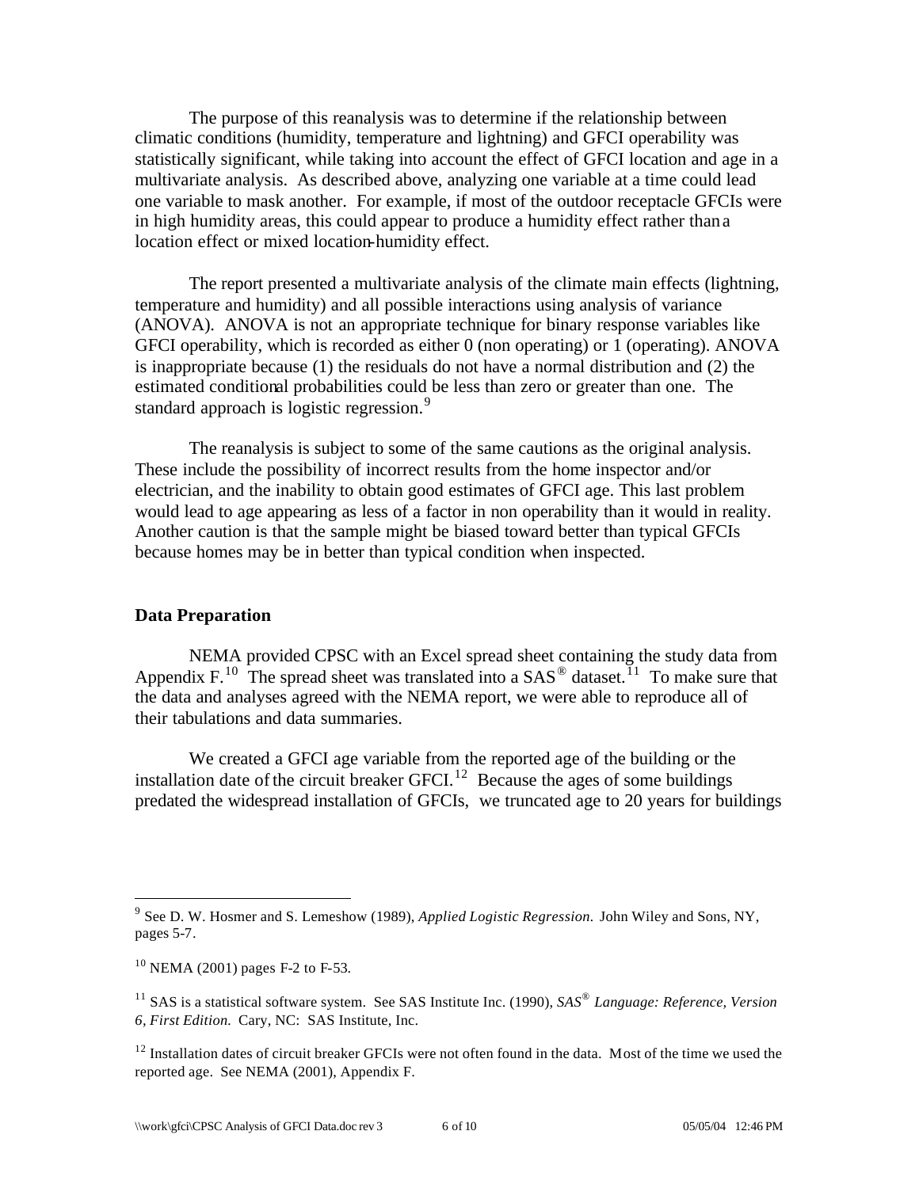The purpose of this reanalysis was to determine if the relationship between climatic conditions (humidity, temperature and lightning) and GFCI operability was statistically significant, while taking into account the effect of GFCI location and age in a multivariate analysis. As described above, analyzing one variable at a time could lead one variable to mask another. For example, if most of the outdoor receptacle GFCIs were in high humidity areas, this could appear to produce a humidity effect rather than a location effect or mixed location-humidity effect.

The report presented a multivariate analysis of the climate main effects (lightning, temperature and humidity) and all possible interactions using analysis of variance (ANOVA). ANOVA is not an appropriate technique for binary response variables like GFCI operability, which is recorded as either 0 (non operating) or 1 (operating). ANOVA is inappropriate because (1) the residuals do not have a normal distribution and (2) the estimated conditional probabilities could be less than zero or greater than one. The standard approach is logistic regression.[9]

The reanalysis is subject to some of the same cautions as the original analysis. These include the possibility of incorrect results from the home inspector and/or electrician, and the inability to obtain good estimates of GFCI age. This last problem would lead to age appearing as less of a factor in non operability than it would in reality. Another caution is that the sample might be biased toward better than typical GFCIs because homes may be in better than typical condition when inspected.

## Data Preparation

NEMA provided CPSC with an Excel spread sheet containing the study data from Appendix F.[10] The spread sheet was translated into a SAS® dataset.[11] To make sure that the data and analyses agreed with the NEMA report, we were able to reproduce all of their tabulations and data summaries.

We created a GFCI age variable from the reported age of the building or the installation date of the circuit breaker GFCI.[12] Because the ages of some buildings predated the widespread installation of GFCIs, we truncated age to 20 years for buildings

---

[9] See D. W. Hosmer and S. Lemeshow (1989), *Applied Logistic Regression.* John Wiley and Sons, NY, pages 5-7.

[10] NEMA (2001) pages F-2 to F-53.

[11] SAS is a statistical software system. See SAS Institute Inc. (1990), *SAS® Language: Reference, Version 6, First Edition.* Cary, NC: SAS Institute, Inc.

[12] Installation dates of circuit breaker GFCIs were not often found in the data. Most of the time we used the reported age. See NEMA (2001), Appendix F.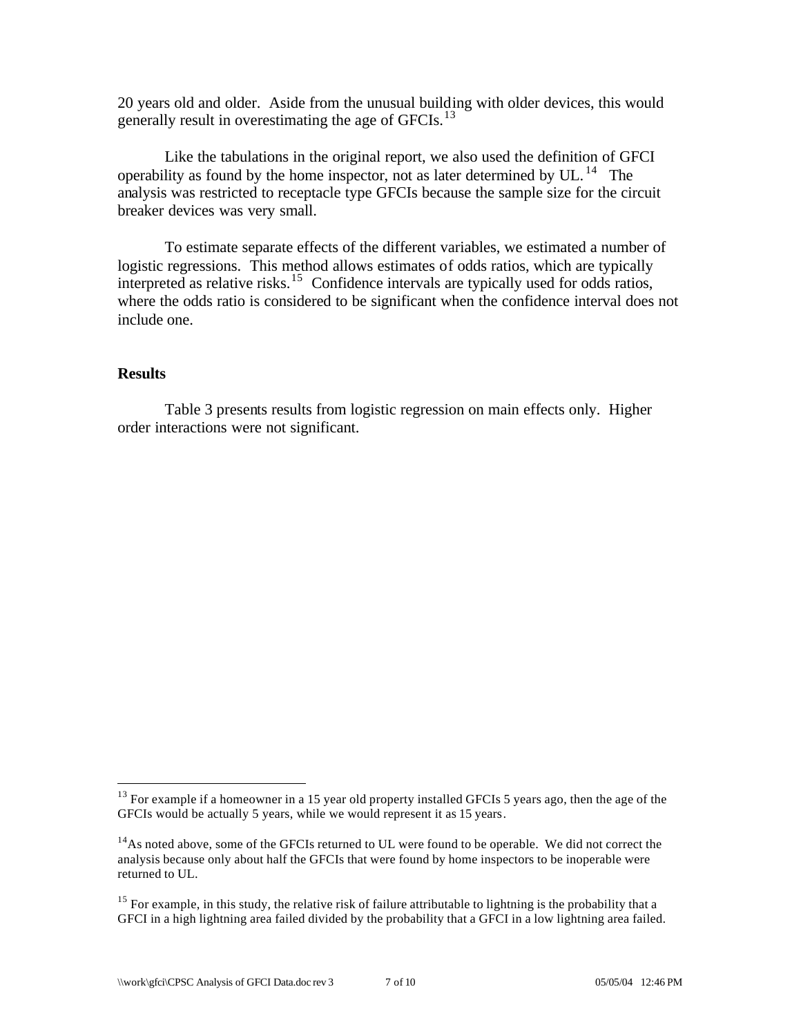20 years old and older. Aside from the unusual building with older devices, this would generally result in overestimating the age of GFCIs.[13]

Like the tabulations in the original report, we also used the definition of GFCI operability as found by the home inspector, not as later determined by UL.[14] The analysis was restricted to receptacle type GFCIs because the sample size for the circuit breaker devices was very small.

To estimate separate effects of the different variables, we estimated a number of logistic regressions. This method allows estimates of odds ratios, which are typically interpreted as relative risks.[15] Confidence intervals are typically used for odds ratios, where the odds ratio is considered to be significant when the confidence interval does not include one.

**Results**

Table 3 presents results from logistic regression on main effects only. Higher order interactions were not significant.

---

[13] For example if a homeowner in a 15 year old property installed GFCIs 5 years ago, then the age of the GFCIs would be actually 5 years, while we would represent it as 15 years.

[14] As noted above, some of the GFCIs returned to UL were found to be operable. We did not correct the analysis because only about half the GFCIs that were found by home inspectors to be inoperable were returned to UL.

[15] For example, in this study, the relative risk of failure attributable to lightning is the probability that a GFCI in a high lightning area failed divided by the probability that a GFCI in a low lightning area failed.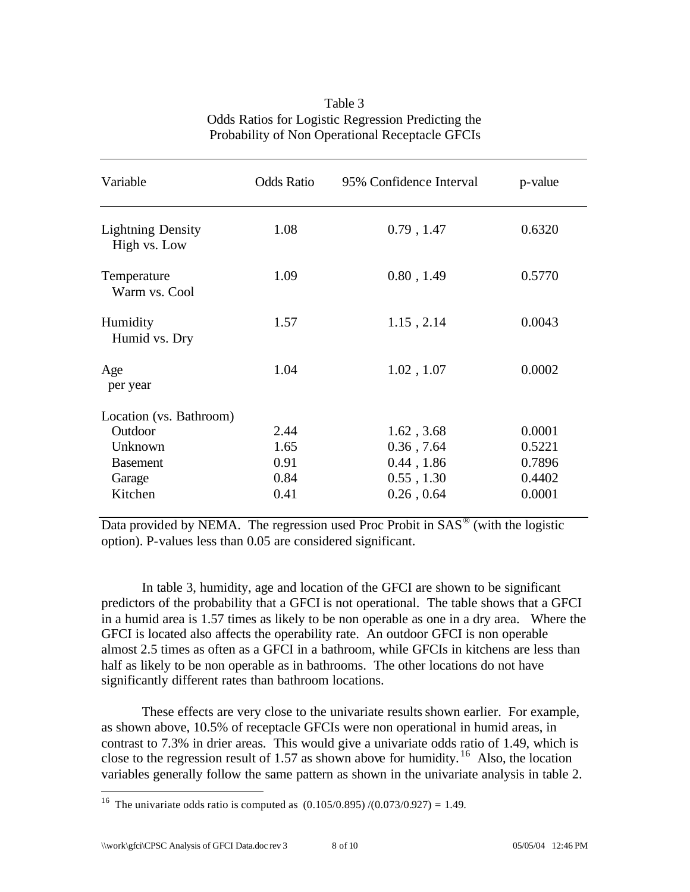Table 3
Odds Ratios for Logistic Regression Predicting the Probability of Non Operational Receptacle GFCIs

| Variable | Odds Ratio | 95% Confidence Interval | p-value |
|---|---|---|---|
| Lightning Density<br>High vs. Low | 1.08 | 0.79 , 1.47 | 0.6320 |
| Temperature<br>Warm vs. Cool | 1.09 | 0.80 , 1.49 | 0.5770 |
| Humidity<br>Humid vs. Dry | 1.57 | 1.15 , 2.14 | 0.0043 |
| Age<br>per year | 1.04 | 1.02 , 1.07 | 0.0002 |
| Location (vs. Bathroom) | | | |
| Outdoor | 2.44 | 1.62 , 3.68 | 0.0001 |
| Unknown | 1.65 | 0.36 , 7.64 | 0.5221 |
| Basement | 0.91 | 0.44 , 1.86 | 0.7896 |
| Garage | 0.84 | 0.55 , 1.30 | 0.4402 |
| Kitchen | 0.41 | 0.26 , 0.64 | 0.0001 |

Data provided by NEMA. The regression used Proc Probit in SAS® (with the logistic option). P-values less than 0.05 are considered significant.

In table 3, humidity, age and location of the GFCI are shown to be significant predictors of the probability that a GFCI is not operational. The table shows that a GFCI in a humid area is 1.57 times as likely to be non operable as one in a dry area. Where the GFCI is located also affects the operability rate. An outdoor GFCI is non operable almost 2.5 times as often as a GFCI in a bathroom, while GFCIs in kitchens are less than half as likely to be non operable as in bathrooms. The other locations do not have significantly different rates than bathroom locations.

These effects are very close to the univariate results shown earlier. For example, as shown above, 10.5% of receptacle GFCIs were non operational in humid areas, in contrast to 7.3% in drier areas. This would give a univariate odds ratio of 1.49, which is close to the regression result of 1.57 as shown above for humidity.[16] Also, the location variables generally follow the same pattern as shown in the univariate analysis in table 2.

[16] The univariate odds ratio is computed as $(0.105/0.895)/(0.073/0.927) = 1.49$.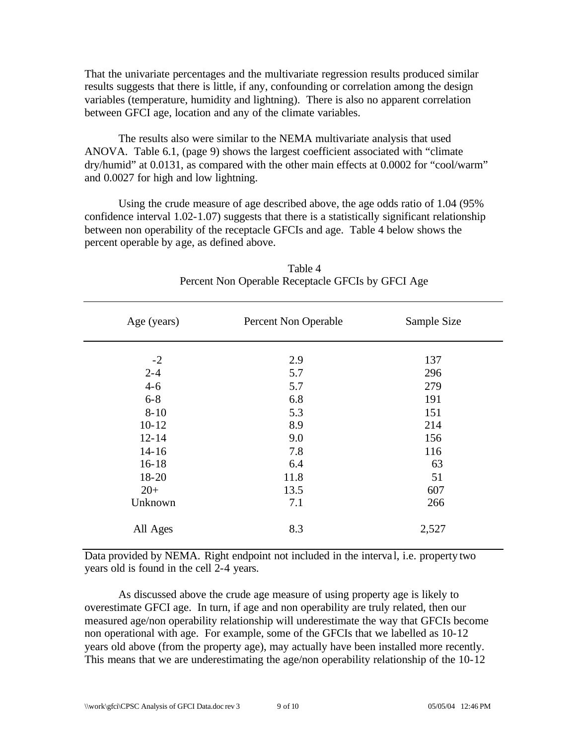That the univariate percentages and the multivariate regression results produced similar results suggests that there is little, if any, confounding or correlation among the design variables (temperature, humidity and lightning). There is also no apparent correlation between GFCI age, location and any of the climate variables.

The results also were similar to the NEMA multivariate analysis that used ANOVA. Table 6.1, (page 9) shows the largest coefficient associated with "climate dry/humid" at 0.0131, as compared with the other main effects at 0.0002 for "cool/warm" and 0.0027 for high and low lightning.

Using the crude measure of age described above, the age odds ratio of 1.04 (95% confidence interval 1.02-1.07) suggests that there is a statistically significant relationship between non operability of the receptacle GFCIs and age. Table 4 below shows the percent operable by age, as defined above.

Table 4
Percent Non Operable Receptacle GFCIs by GFCI Age

| Age (years) | Percent Non Operable | Sample Size |
|---|---|---|
| -2 | 2.9 | 137 |
| 2-4 | 5.7 | 296 |
| 4-6 | 5.7 | 279 |
| 6-8 | 6.8 | 191 |
| 8-10 | 5.3 | 151 |
| 10-12 | 8.9 | 214 |
| 12-14 | 9.0 | 156 |
| 14-16 | 7.8 | 116 |
| 16-18 | 6.4 | 63 |
| 18-20 | 11.8 | 51 |
| 20+ | 13.5 | 607 |
| Unknown | 7.1 | 266 |
| All Ages | 8.3 | 2,527 |

Data provided by NEMA. Right endpoint not included in the interval, i.e. property two years old is found in the cell 2-4 years.

As discussed above the crude age measure of using property age is likely to overestimate GFCI age. In turn, if age and non operability are truly related, then our measured age/non operability relationship will underestimate the way that GFCIs become non operational with age. For example, some of the GFCIs that we labelled as 10-12 years old above (from the property age), may actually have been installed more recently. This means that we are underestimating the age/non operability relationship of the 10-12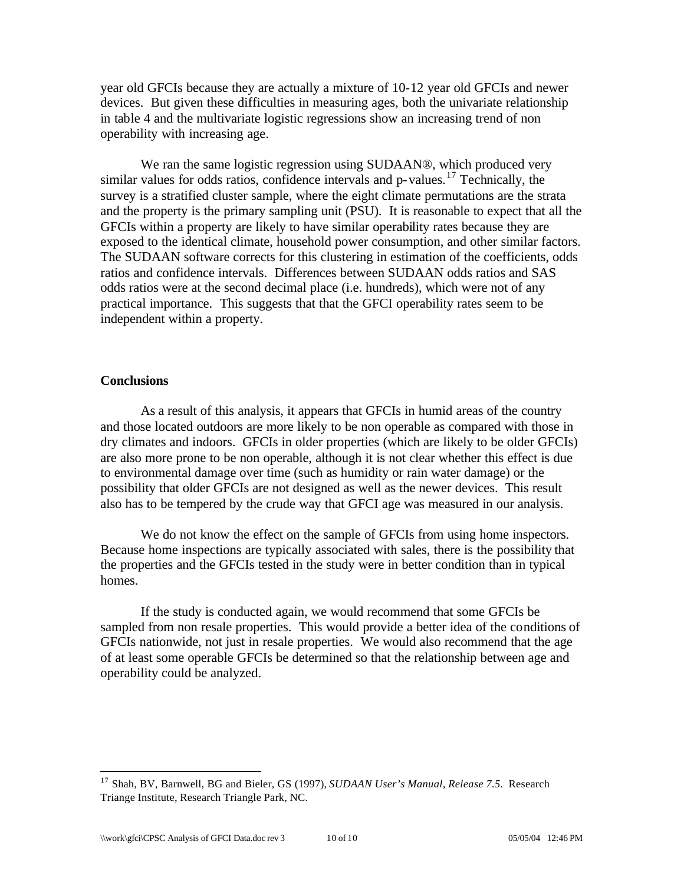year old GFCIs because they are actually a mixture of 10-12 year old GFCIs and newer devices. But given these difficulties in measuring ages, both the univariate relationship in table 4 and the multivariate logistic regressions show an increasing trend of non operability with increasing age.

We ran the same logistic regression using SUDAAN®, which produced very similar values for odds ratios, confidence intervals and p-values.[17] Technically, the survey is a stratified cluster sample, where the eight climate permutations are the strata and the property is the primary sampling unit (PSU). It is reasonable to expect that all the GFCIs within a property are likely to have similar operability rates because they are exposed to the identical climate, household power consumption, and other similar factors. The SUDAAN software corrects for this clustering in estimation of the coefficients, odds ratios and confidence intervals. Differences between SUDAAN odds ratios and SAS odds ratios were at the second decimal place (i.e. hundreds), which were not of any practical importance. This suggests that that the GFCI operability rates seem to be independent within a property.

**Conclusions**

As a result of this analysis, it appears that GFCIs in humid areas of the country and those located outdoors are more likely to be non operable as compared with those in dry climates and indoors. GFCIs in older properties (which are likely to be older GFCIs) are also more prone to be non operable, although it is not clear whether this effect is due to environmental damage over time (such as humidity or rain water damage) or the possibility that older GFCIs are not designed as well as the newer devices. This result also has to be tempered by the crude way that GFCI age was measured in our analysis.

We do not know the effect on the sample of GFCIs from using home inspectors. Because home inspections are typically associated with sales, there is the possibility that the properties and the GFCIs tested in the study were in better condition than in typical homes.

If the study is conducted again, we would recommend that some GFCIs be sampled from non resale properties. This would provide a better idea of the conditions of GFCIs nationwide, not just in resale properties. We would also recommend that the age of at least some operable GFCIs be determined so that the relationship between age and operability could be analyzed.

---

[17] Shah, BV, Barnwell, BG and Bieler, GS (1997), *SUDAAN User's Manual, Release 7.5*. Research Triange Institute, Research Triangle Park, NC.